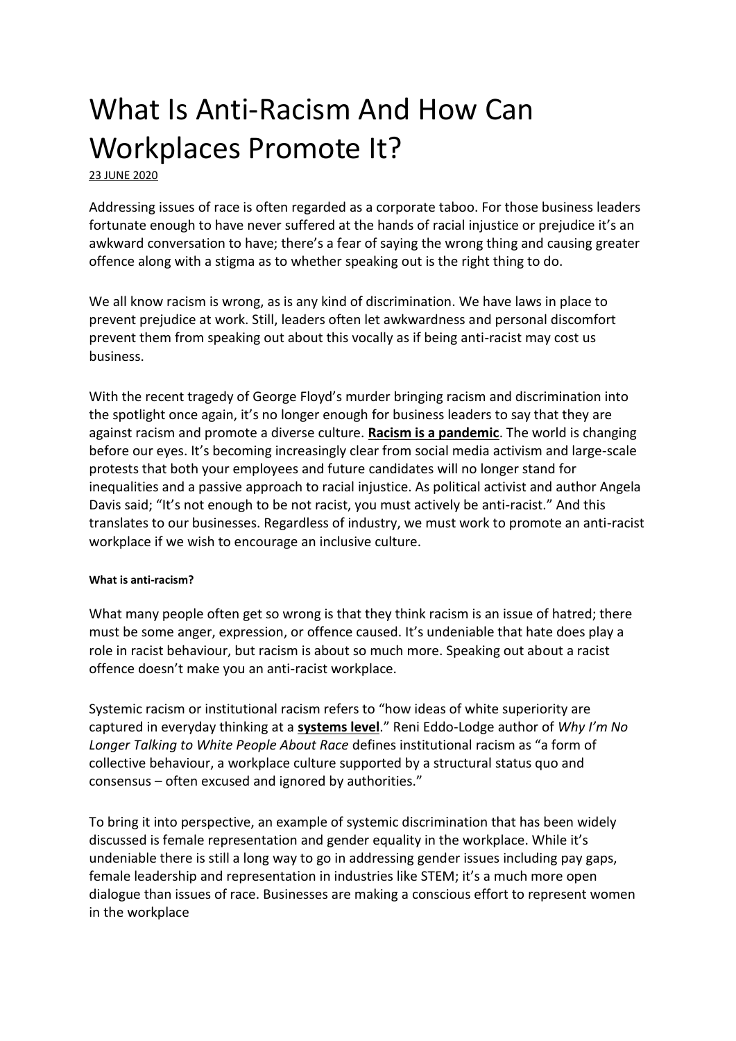# What Is Anti-Racism And How Can Workplaces Promote It?

23 JUNE 2020

Addressing issues of race is often regarded as a corporate taboo. For those business leaders fortunate enough to have never suffered at the hands of racial injustice or prejudice it's an awkward conversation to have; there's a fear of saying the wrong thing and causing greater offence along with a stigma as to whether speaking out is the right thing to do.

We all know racism is wrong, as is any kind of discrimination. We have laws in place to prevent prejudice at work. Still, leaders often let awkwardness and personal discomfort prevent them from speaking out about this vocally as if being anti-racist may cost us business.

With the recent tragedy of George Floyd's murder bringing racism and discrimination into the spotlight once again, it's no longer enough for business leaders to say that they are against racism and promote a diverse culture. **Racism is a pandemic**. The world is changing before our eyes. It's becoming increasingly clear from social media activism and large-scale protests that both your employees and future candidates will no longer stand for inequalities and a passive approach to racial injustice. As political activist and author Angela Davis said; "It's not enough to be not racist, you must actively be anti-racist." And this translates to our businesses. Regardless of industry, we must work to promote an anti-racist workplace if we wish to encourage an inclusive culture.

#### What is anti-racism?

What many people often get so wrong is that they think racism is an issue of hatred; there must be some anger, expression, or offence caused. It's undeniable that hate does play a role in racist behaviour, but racism is about so much more. Speaking out about a racist offence doesn't make you an anti-racist workplace.

Systemic racism or institutional racism refers to "how ideas of white superiority are captured in everyday thinking at a **systems level**." Reni Eddo-Lodge author of *Why I'm No Longer Talking to White People About Race* defines institutional racism as "a form of collective behaviour, a workplace culture supported by a structural status quo and consensus – often excused and ignored by authorities."

To bring it into perspective, an example of systemic discrimination that has been widely discussed is female representation and gender equality in the workplace. While it's undeniable there is still a long way to go in addressing gender issues including pay gaps, female leadership and representation in industries like STEM; it's a much more open dialogue than issues of race. Businesses are making a conscious effort to represent women in the workplace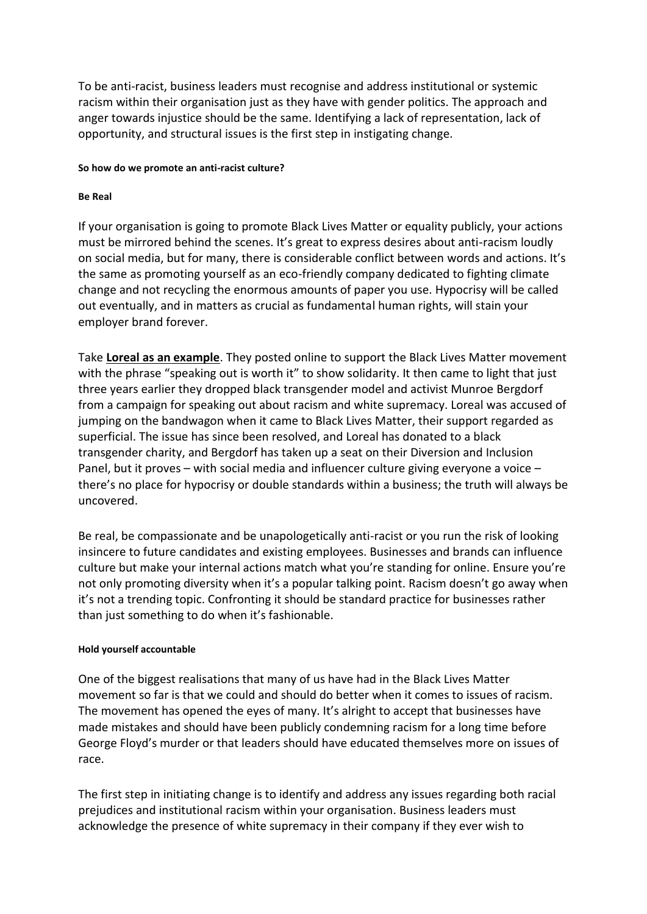To be anti-racist, business leaders must recognise and address institutional or systemic racism within their organisation just as they have with gender politics. The approach and anger towards injustice should be the same. Identifying a lack of representation, lack of opportunity, and structural issues is the first step in instigating change.

#### So how do we promote an anti-racist culture?

#### Be Real

If your organisation is going to promote Black Lives Matter or equality publicly, your actions must be mirrored behind the scenes. It's great to express desires about anti-racism loudly on social media, but for many, there is considerable conflict between words and actions. It's the same as promoting yourself as an eco-friendly company dedicated to fighting climate change and not recycling the enormous amounts of paper you use. Hypocrisy will be called out eventually, and in matters as crucial as fundamental human rights, will stain your employer brand forever.

Take **Loreal as an example**. They posted online to support the Black Lives Matter movement with the phrase "speaking out is worth it" to show solidarity. It then came to light that just three years earlier they dropped black transgender model and activist Munroe Bergdorf from a campaign for speaking out about racism and white supremacy. Loreal was accused of jumping on the bandwagon when it came to Black Lives Matter, their support regarded as superficial. The issue has since been resolved, and Loreal has donated to a black transgender charity, and Bergdorf has taken up a seat on their Diversion and Inclusion Panel, but it proves – with social media and influencer culture giving everyone a voice – there's no place for hypocrisy or double standards within a business; the truth will always be uncovered.

Be real, be compassionate and be unapologetically anti-racist or you run the risk of looking insincere to future candidates and existing employees. Businesses and brands can influence culture but make your internal actions match what you're standing for online. Ensure you're not only promoting diversity when it's a popular talking point. Racism doesn't go away when it's not a trending topic. Confronting it should be standard practice for businesses rather than just something to do when it's fashionable.

#### Hold yourself accountable

One of the biggest realisations that many of us have had in the Black Lives Matter movement so far is that we could and should do better when it comes to issues of racism. The movement has opened the eyes of many. It's alright to accept that businesses have made mistakes and should have been publicly condemning racism for a long time before George Floyd's murder or that leaders should have educated themselves more on issues of race.

The first step in initiating change is to identify and address any issues regarding both racial prejudices and institutional racism within your organisation. Business leaders must acknowledge the presence of white supremacy in their company if they ever wish to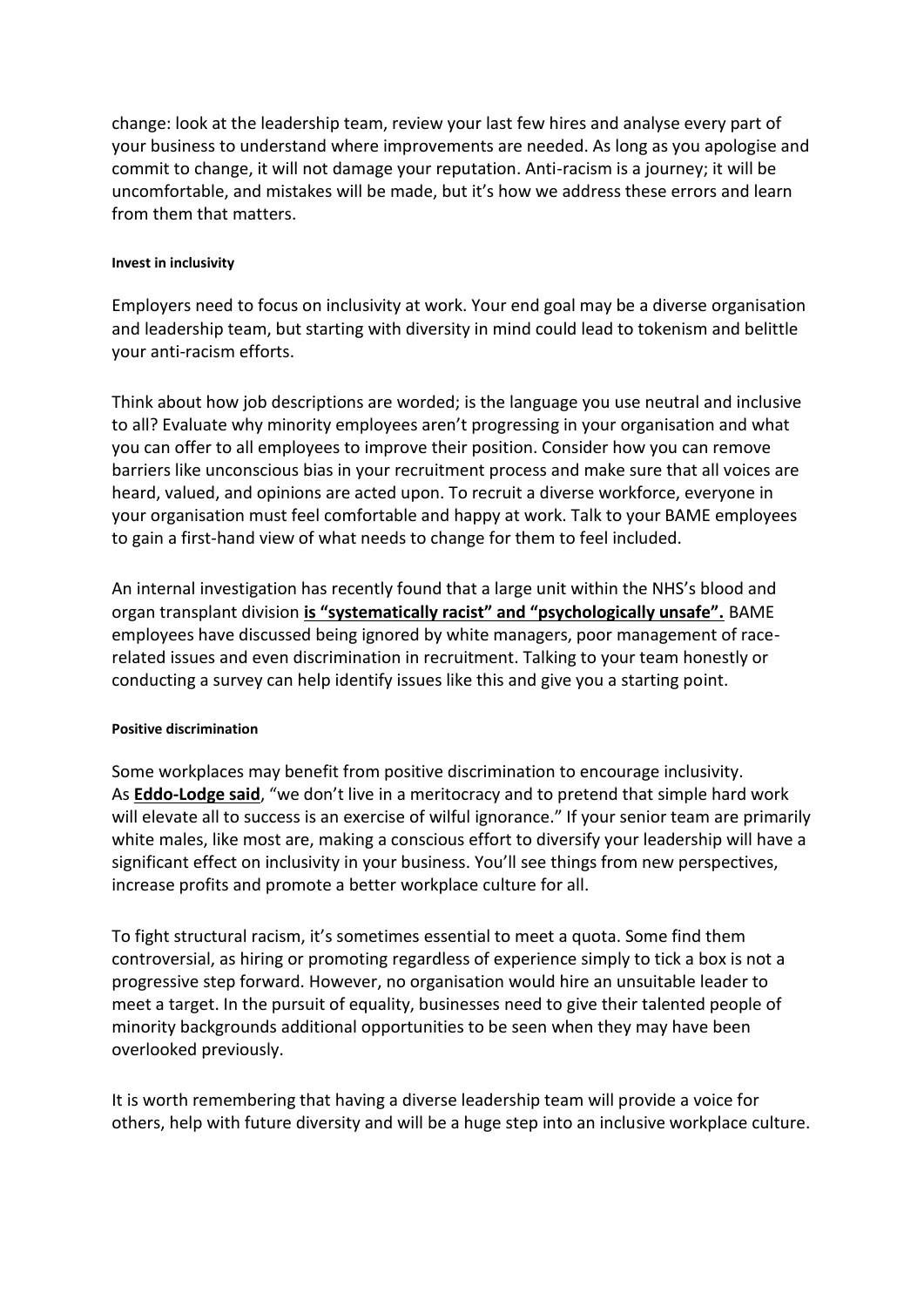change: look at the leadership team, review your last few hires and analyse every part of your business to understand where improvements are needed. As long as you apologise and commit to change, it will not damage your reputation. Anti-racism is a journey; it will be uncomfortable, and mistakes will be made, but it's how we address these errors and learn from them that matters.

#### Invest in inclusivity

Employers need to focus on inclusivity at work. Your end goal may be a diverse organisation and leadership team, but starting with diversity in mind could lead to tokenism and belittle your anti-racism efforts.

Think about how job descriptions are worded; is the language you use neutral and inclusive to all? Evaluate why minority employees aren't progressing in your organisation and what you can offer to all employees to improve their position. Consider how you can remove barriers like unconscious bias in your recruitment process and make sure that all voices are heard, valued, and opinions are acted upon. To recruit a diverse workforce, everyone in your organisation must feel comfortable and happy at work. Talk to your BAME employees to gain a first-hand view of what needs to change for them to feel included.

An internal investigation has recently found that a large unit within the NHS's blood and organ transplant division **is "systematically racist" and "psychologically unsafe".** BAME employees have discussed being ignored by white managers, poor management of race-related issues and even discrimination in recruitment. Talking to your team honestly or conducting a survey can help identify issues like this and give you a starting point.

#### Positive discrimination

Some workplaces may benefit from positive discrimination to encourage inclusivity. As **Eddo-Lodge said**, "we don't live in a meritocracy and to pretend that simple hard work will elevate all to success is an exercise of wilful ignorance." If your senior team are primarily white males, like most are, making a conscious effort to diversify your leadership will have a significant effect on inclusivity in your business. You'll see things from new perspectives, increase profits and promote a better workplace culture for all.

To fight structural racism, it's sometimes essential to meet a quota. Some find them controversial, as hiring or promoting regardless of experience simply to tick a box is not a progressive step forward. However, no organisation would hire an unsuitable leader to meet a target. In the pursuit of equality, businesses need to give their talented people of minority backgrounds additional opportunities to be seen when they may have been overlooked previously.

It is worth remembering that having a diverse leadership team will provide a voice for others, help with future diversity and will be a huge step into an inclusive workplace culture.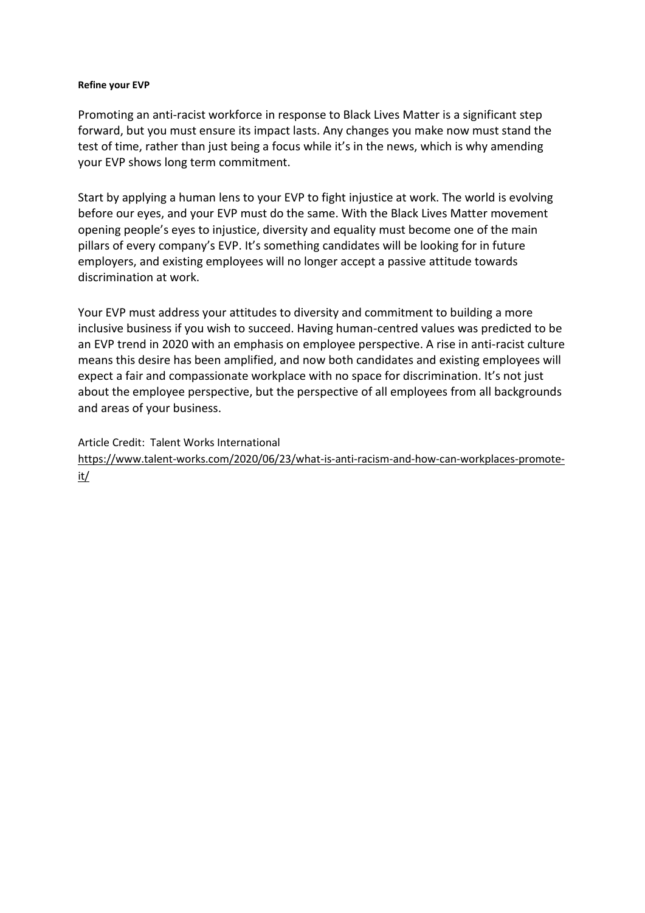**Refine your EVP**

Promoting an anti-racist workforce in response to Black Lives Matter is a significant step forward, but you must ensure its impact lasts. Any changes you make now must stand the test of time, rather than just being a focus while it's in the news, which is why amending your EVP shows long term commitment.

Start by applying a human lens to your EVP to fight injustice at work. The world is evolving before our eyes, and your EVP must do the same. With the Black Lives Matter movement opening people's eyes to injustice, diversity and equality must become one of the main pillars of every company's EVP. It's something candidates will be looking for in future employers, and existing employees will no longer accept a passive attitude towards discrimination at work.

Your EVP must address your attitudes to diversity and commitment to building a more inclusive business if you wish to succeed. Having human-centred values was predicted to be an EVP trend in 2020 with an emphasis on employee perspective. A rise in anti-racist culture means this desire has been amplified, and now both candidates and existing employees will expect a fair and compassionate workplace with no space for discrimination. It's not just about the employee perspective, but the perspective of all employees from all backgrounds and areas of your business.

Article Credit: Talent Works International
https://www.talent-works.com/2020/06/23/what-is-anti-racism-and-how-can-workplaces-promote-it/